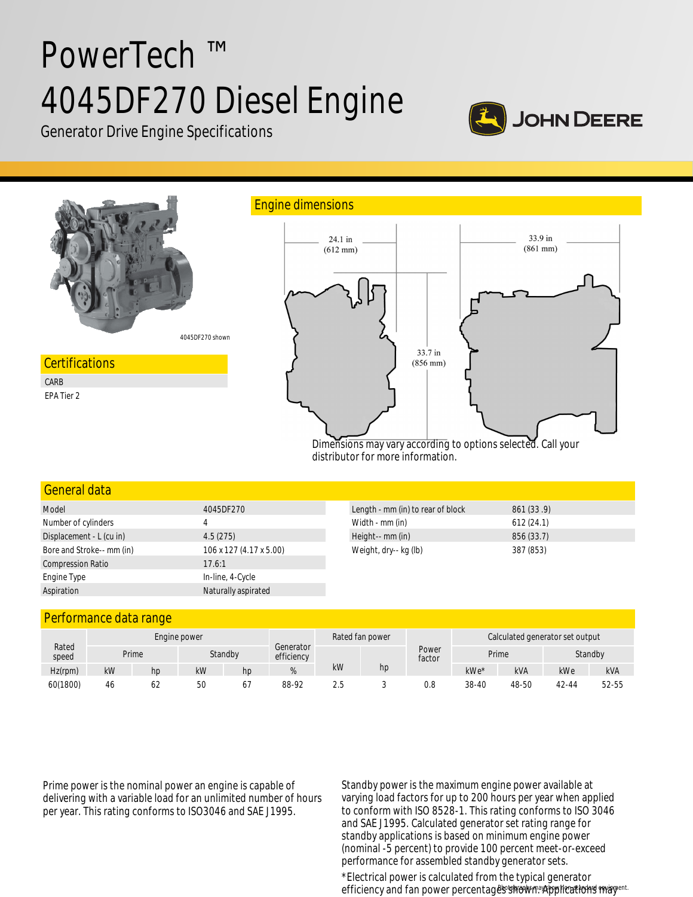# PowerTech ™ 4045DF270 Diesel Engine

Generator Drive Engine Specifications

JOHN DEERE

4045DF270 shown

## Certifications

CARB

EPA Tier 2

## Engine dimensions

24.1 in (612 mm)

33.9 in (861 mm)

33.7 in (856 mm)

Dimensions may vary according to options selected. Call your distributor for more information.

## General data

| | |
|---|---|
| Model | 4045DF270 |
| Number of cylinders | 4 |
| Displacement - L (cu in) | 4.5 (275) |
| Bore and Stroke-- mm (in) | 106 x 127 (4.17 x 5.00) |
| Compression Ratio | 17.6:1 |
| Engine Type | In-line, 4-Cycle |
| Aspiration | Naturally aspirated |

| | |
|---|---|
| Length - mm (in) to rear of block | 861 (33 .9) |
| Width - mm (in) | 612 (24.1) |
| Height-- mm (in) | 856 (33.7) |
| Weight, dry-- kg (lb) | 387 (853) |

## Performance data range

| Rated speed | Engine power | | | | Generator efficiency | Rated fan power | | Power factor | Calculated generator set output | | | |
|---|---|---|---|---|---|---|---|---|---|---|---|---|
| | Prime | | Standby | | | | | | Prime | | Standby | |
| Hz(rpm) | kW | hp | kW | hp | % | kW | hp | | kWe* | kVA | kWe | kVA |
| 60(1800) | 46 | 62 | 50 | 67 | 88-92 | 2.5 | 3 | 0.8 | 38-40 | 48-50 | 42-44 | 52-55 |

Prime power is the nominal power an engine is capable of delivering with a variable load for an unlimited number of hours per year. This rating conforms to ISO3046 and SAE J1995.

Standby power is the maximum engine power available at varying load factors for up to 200 hours per year when applied to conform with ISO 8528-1. This rating conforms to ISO 3046 and SAE J1995. Calculated generator set rating range for standby applications is based on minimum engine power (nominal -5 percent) to provide 100 percent meet-or-exceed performance for assembled standby generator sets.

*Electrical power is calculated from the typical generator efficiency and fan power percentages shown. Applications may

Photograph may show non-standard equipment.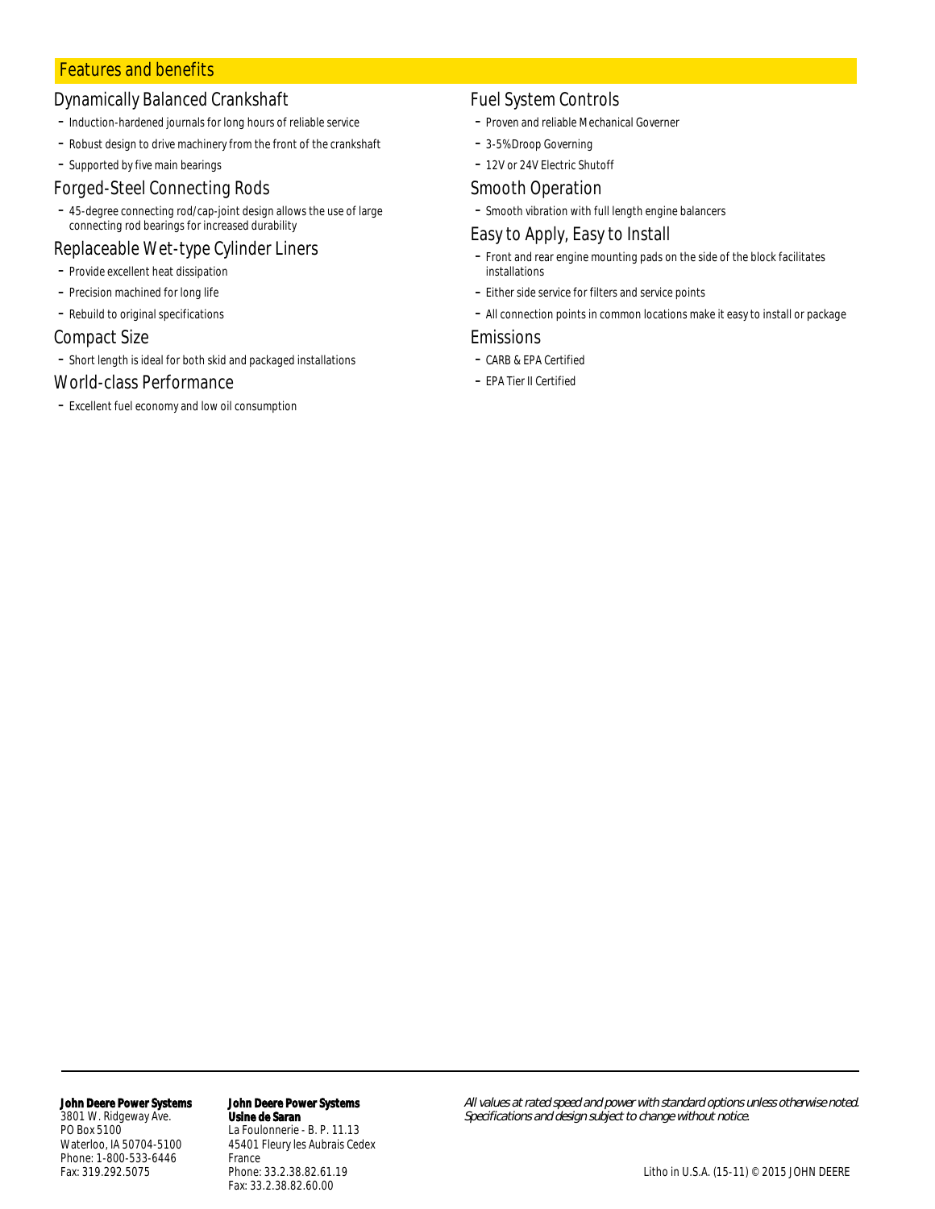## Features and benefits

### Dynamically Balanced Crankshaft

- Induction-hardened journals for long hours of reliable service
- Robust design to drive machinery from the front of the crankshaft
- Supported by five main bearings

### Forged-Steel Connecting Rods

- 45-degree connecting rod/cap-joint design allows the use of large connecting rod bearings for increased durability

### Replaceable Wet-type Cylinder Liners

- Provide excellent heat dissipation
- Precision machined for long life
- Rebuild to original specifications

### Compact Size

- Short length is ideal for both skid and packaged installations

### World-class Performance

- Excellent fuel economy and low oil consumption

### Fuel System Controls

- Proven and reliable Mechanical Governer
- 3-5% Droop Governing
- 12V or 24V Electric Shutoff

### Smooth Operation

- Smooth vibration with full length engine balancers

### Easy to Apply, Easy to Install

- Front and rear engine mounting pads on the side of the block facilitates installations
- Either side service for filters and service points
- All connection points in common locations make it easy to install or package

### Emissions

- CARB & EPA Certified
- EPA Tier II Certified

---

**John Deere Power Systems**
3801 W. Ridgeway Ave.
PO Box 5100
Waterloo, IA 50704-5100
Phone: 1-800-533-6446
Fax: 319.292.5075

**John Deere Power Systems**
**Usine de Saran**
La Foulonnerie - B. P. 11.13
45401 Fleury les Aubrais Cedex
France
Phone: 33.2.38.82.61.19
Fax: 33.2.38.82.60.00

*All values at rated speed and power with standard options unless otherwise noted.*
*Specifications and design subject to change without notice.*

Litho in U.S.A. (15-11) © 2015 JOHN DEERE